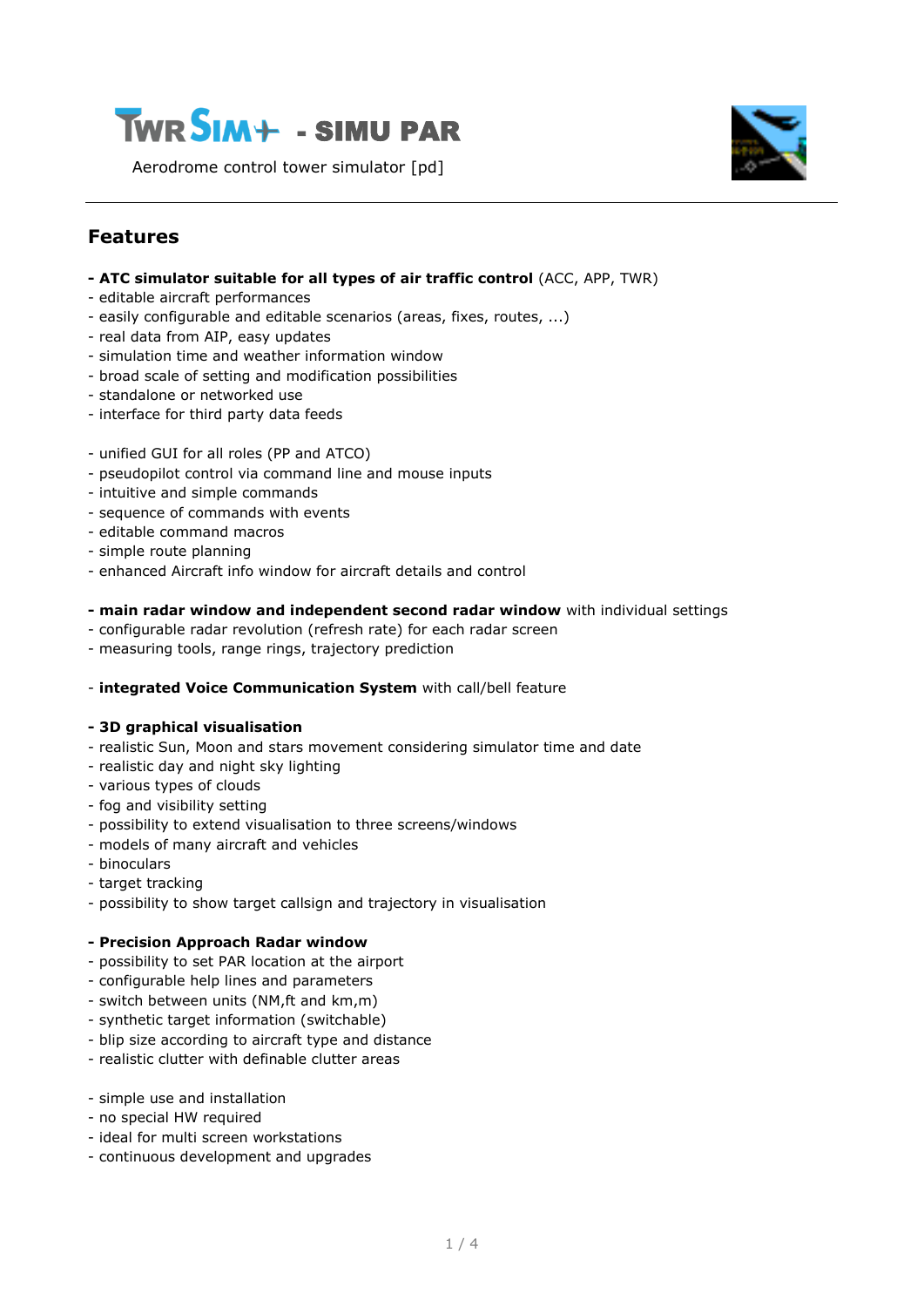# TwrSim+ - SIMU PAR

Aerodrome control tower simulator [pd]

## Features

- **ATC simulator suitable for all types of air traffic control** (ACC, APP, TWR)
- editable aircraft performances
- easily configurable and editable scenarios (areas, fixes, routes, ...)
- real data from AIP, easy updates
- simulation time and weather information window
- broad scale of setting and modification possibilities
- standalone or networked use
- interface for third party data feeds

- unified GUI for all roles (PP and ATCO)
- pseudopilot control via command line and mouse inputs
- intuitive and simple commands
- sequence of commands with events
- editable command macros
- simple route planning
- enhanced Aircraft info window for aircraft details and control

- **main radar window and independent second radar window** with individual settings
- configurable radar revolution (refresh rate) for each radar screen
- measuring tools, range rings, trajectory prediction

- **integrated Voice Communication System** with call/bell feature

- **3D graphical visualisation**
- realistic Sun, Moon and stars movement considering simulator time and date
- realistic day and night sky lighting
- various types of clouds
- fog and visibility setting
- possibility to extend visualisation to three screens/windows
- models of many aircraft and vehicles
- binoculars
- target tracking
- possibility to show target callsign and trajectory in visualisation

- **Precision Approach Radar window**
- possibility to set PAR location at the airport
- configurable help lines and parameters
- switch between units (NM,ft and km,m)
- synthetic target information (switchable)
- blip size according to aircraft type and distance
- realistic clutter with definable clutter areas

- simple use and installation
- no special HW required
- ideal for multi screen workstations
- continuous development and upgrades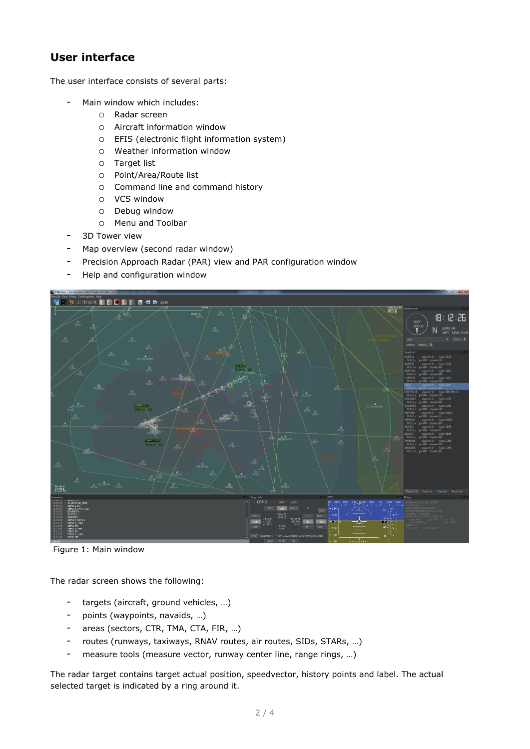## User interface

The user interface consists of several parts:

- Main window which includes:
  - Radar screen
  - Aircraft information window
  - EFIS (electronic flight information system)
  - Weather information window
  - Target list
  - Point/Area/Route list
  - Command line and command history
  - VCS window
  - Debug window
  - Menu and Toolbar
- 3D Tower view
- Map overview (second radar window)
- Precision Approach Radar (PAR) view and PAR configuration window
- Help and configuration window

Figure 1: Main window

The radar screen shows the following:

- targets (aircraft, ground vehicles, …)
- points (waypoints, navaids, …)
- areas (sectors, CTR, TMA, CTA, FIR, …)
- routes (runways, taxiways, RNAV routes, air routes, SIDs, STARs, …)
- measure tools (measure vector, runway center line, range rings, …)

The radar target contains target actual position, speedvector, history points and label. The actual selected target is indicated by a ring around it.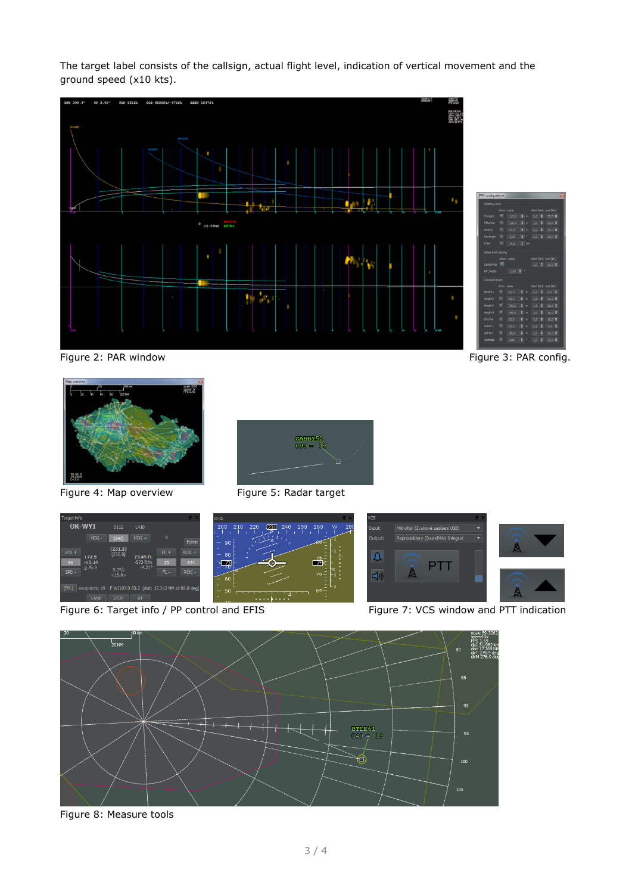The target label consists of the callsign, actual flight level, indication of vertical movement and the ground speed (x10 kts).

Figure 2: PAR window

Figure 3: PAR config.

Figure 4: Map overview

Figure 5: Radar target

Figure 6: Target info / PP control and EFIS

Figure 7: VCS window and PTT indication

Figure 8: Measure tools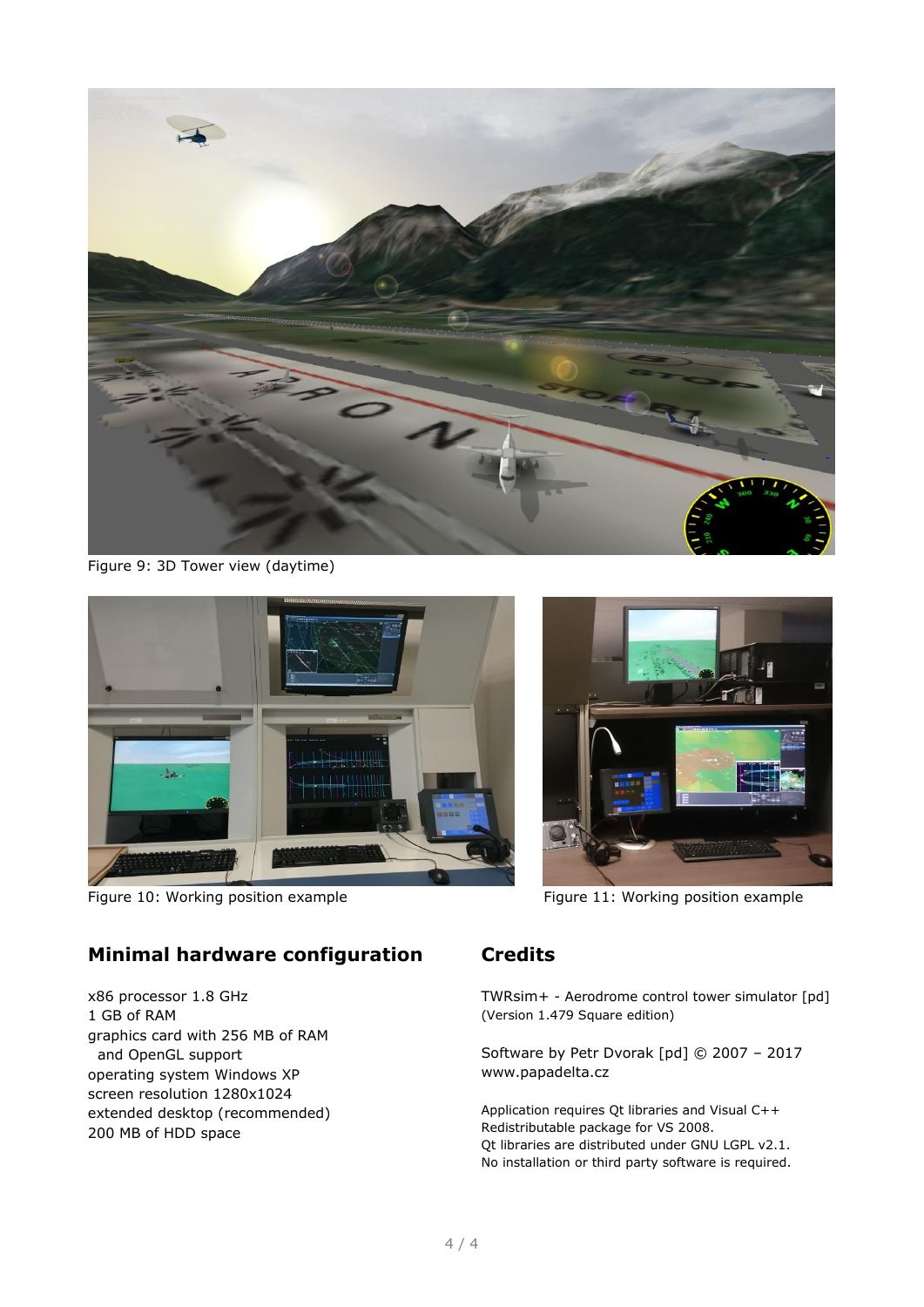Figure 9: 3D Tower view (daytime)

Figure 10: Working position example

Figure 11: Working position example

## Minimal hardware configuration

x86 processor 1.8 GHz
1 GB of RAM
graphics card with 256 MB of RAM
  and OpenGL support
operating system Windows XP
screen resolution 1280x1024
extended desktop (recommended)
200 MB of HDD space

## Credits

TWRsim+ - Aerodrome control tower simulator [pd]
(Version 1.479 Square edition)

Software by Petr Dvorak [pd] © 2007 – 2017
www.papadelta.cz

Application requires Qt libraries and Visual C++ Redistributable package for VS 2008.
Qt libraries are distributed under GNU LGPL v2.1.
No installation or third party software is required.